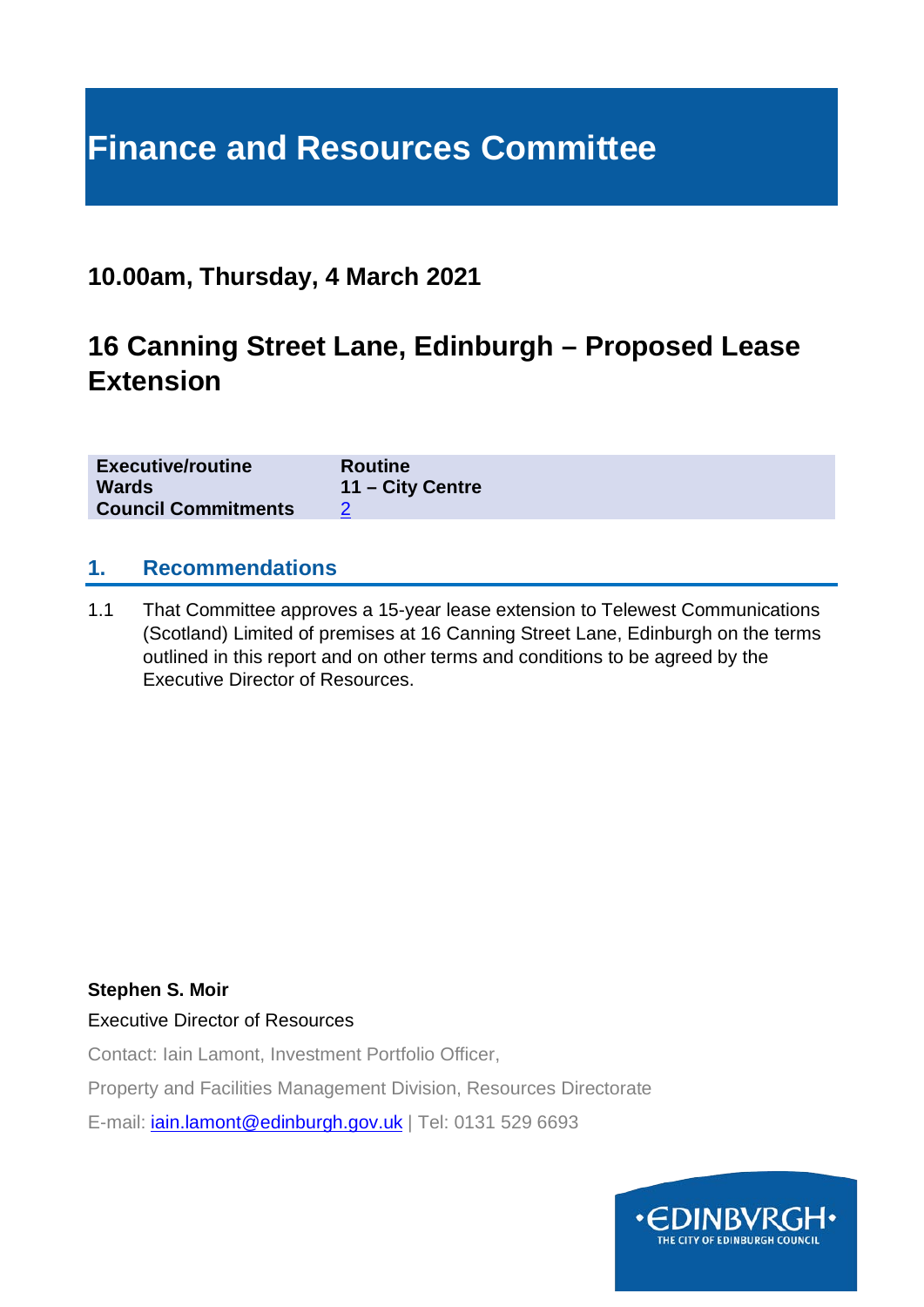# Finance and Resources Committee

## 10.00am, Thursday, 4 March 2021

## 16 Canning Street Lane, Edinburgh – Proposed Lease Extension

| | |
|---|---|
| **Executive/routine** | **Routine** |
| **Wards** | **11 – City Centre** |
| **Council Commitments** | 2 |

## 1. Recommendations

1.1 That Committee approves a 15-year lease extension to Telewest Communications (Scotland) Limited of premises at 16 Canning Street Lane, Edinburgh on the terms outlined in this report and on other terms and conditions to be agreed by the Executive Director of Resources.

**Stephen S. Moir**

Executive Director of Resources

Contact: Iain Lamont, Investment Portfolio Officer,

Property and Facilities Management Division, Resources Directorate

E-mail: iain.lamont@edinburgh.gov.uk | Tel: 0131 529 6693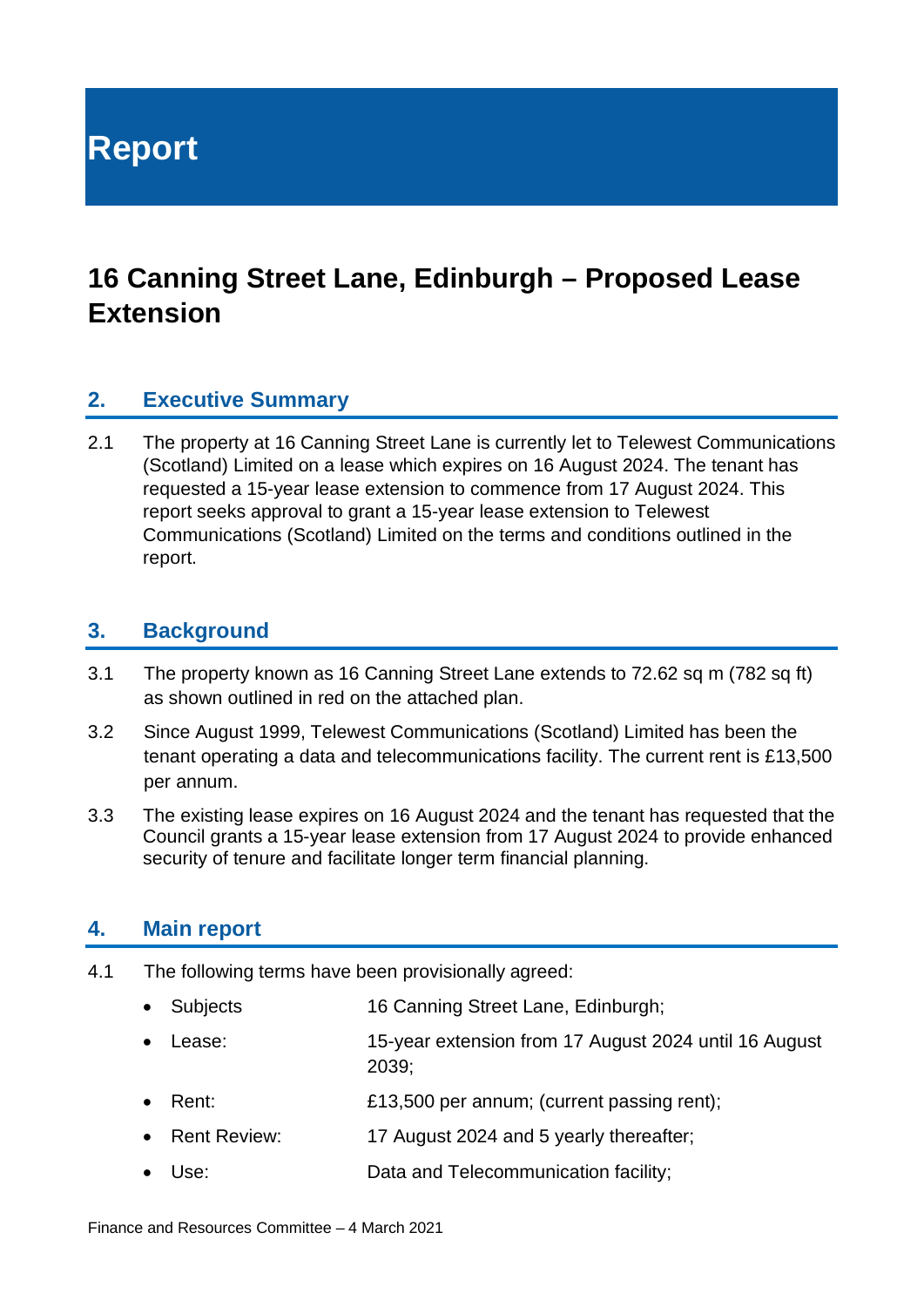# Report

## 16 Canning Street Lane, Edinburgh – Proposed Lease Extension

### 2. Executive Summary

2.1 The property at 16 Canning Street Lane is currently let to Telewest Communications (Scotland) Limited on a lease which expires on 16 August 2024. The tenant has requested a 15-year lease extension to commence from 17 August 2024. This report seeks approval to grant a 15-year lease extension to Telewest Communications (Scotland) Limited on the terms and conditions outlined in the report.

### 3. Background

3.1 The property known as 16 Canning Street Lane extends to 72.62 sq m (782 sq ft) as shown outlined in red on the attached plan.

3.2 Since August 1999, Telewest Communications (Scotland) Limited has been the tenant operating a data and telecommunications facility. The current rent is £13,500 per annum.

3.3 The existing lease expires on 16 August 2024 and the tenant has requested that the Council grants a 15-year lease extension from 17 August 2024 to provide enhanced security of tenure and facilitate longer term financial planning.

### 4. Main report

4.1 The following terms have been provisionally agreed:

- Subjects: 16 Canning Street Lane, Edinburgh;
- Lease: 15-year extension from 17 August 2024 until 16 August 2039;
- Rent: £13,500 per annum; (current passing rent);
- Rent Review: 17 August 2024 and 5 yearly thereafter;
- Use: Data and Telecommunication facility;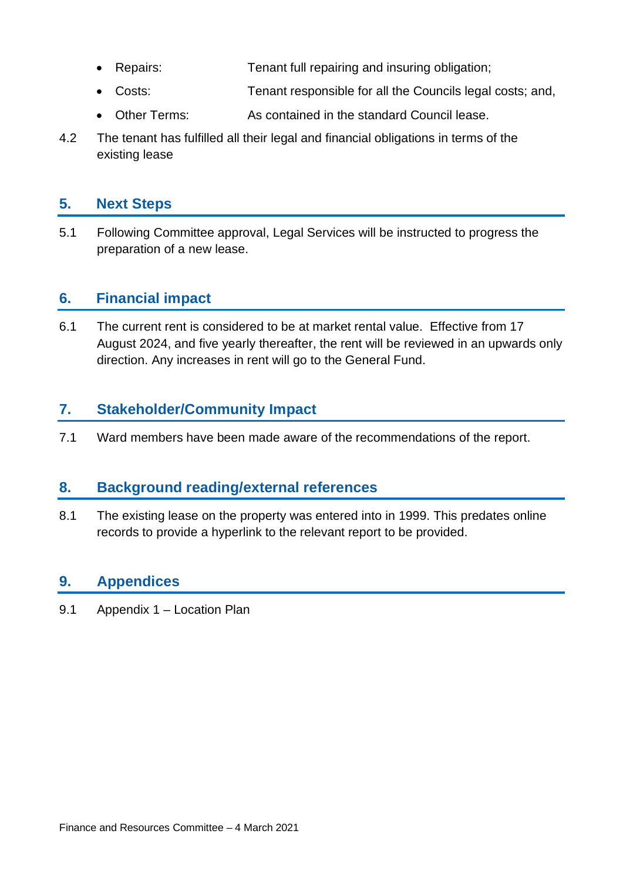- Repairs: Tenant full repairing and insuring obligation;
- Costs: Tenant responsible for all the Councils legal costs; and,
- Other Terms: As contained in the standard Council lease.

4.2 The tenant has fulfilled all their legal and financial obligations in terms of the existing lease

## 5. Next Steps

5.1 Following Committee approval, Legal Services will be instructed to progress the preparation of a new lease.

## 6. Financial impact

6.1 The current rent is considered to be at market rental value. Effective from 17 August 2024, and five yearly thereafter, the rent will be reviewed in an upwards only direction. Any increases in rent will go to the General Fund.

## 7. Stakeholder/Community Impact

7.1 Ward members have been made aware of the recommendations of the report.

## 8. Background reading/external references

8.1 The existing lease on the property was entered into in 1999. This predates online records to provide a hyperlink to the relevant report to be provided.

## 9. Appendices

9.1 Appendix 1 – Location Plan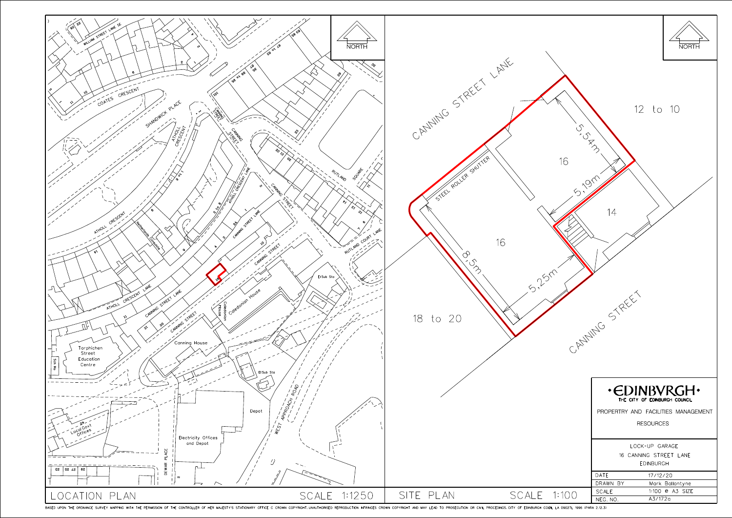## LOCATION PLAN

SCALE 1:1250

NORTH

WILLIAM STREET LANE SE
COATES CRESCENT
SHANDWICK PLACE
ATHOLL CRESCENT
CANNING STREET
RUTLAND SQUARE
ATHOLL CRESCENT LANE
CANNING STREET LANE
RUTLAND COURT LANE
Netherlands Consulate
Caledonian House
El Sub Sta
Canning House
Torphichen Street Education Centre
Local Govt Offices
Electricity Offices and Depot
Depot
WEST APPROACH ROAD
DEWAR PLACE

## SITE PLAN

SCALE 1:100

NORTH

CANNING STREET LANE
STEEL ROLLER SHUTTER
12 to 10
16
5,54m
5,19m
14
16
8,5m
5,25m
18 to 20
CANNING STREET

**·EDINBVRGH·**
THE CITY OF EDINBURGH COUNCIL

PROPERTRY AND FACILITIES MANAGEMENT

RESOURCES

LOCK-UP GARAGE
16 CANNING STREET LANE
EDINBURGH

| | |
|---|---|
| DATE | 17/12/20 |
| DRAWN BY | Mark Ballantyne |
| SCALE | 1:100 @ A3 SIZE |
| NEG. NO. | A3/172a |

BASED UPON THE ORDNANCE SURVEY MAPPING WITH THE PERMISSION OF THE CONTROLLER OF HER MAJESTY'S STATIONARY OFFICE C CROWN COPYRIGHT. UNAUTHORISED REPRODUCTION INFRINGES CROWN COPYRIGHT AND MAY LEAD TO PROSECUTION OR CIVIL PROCEDINGS. CITY OF EDINBURGH COUNCIL LA 09027L 1998 (PARA 2.12.3)